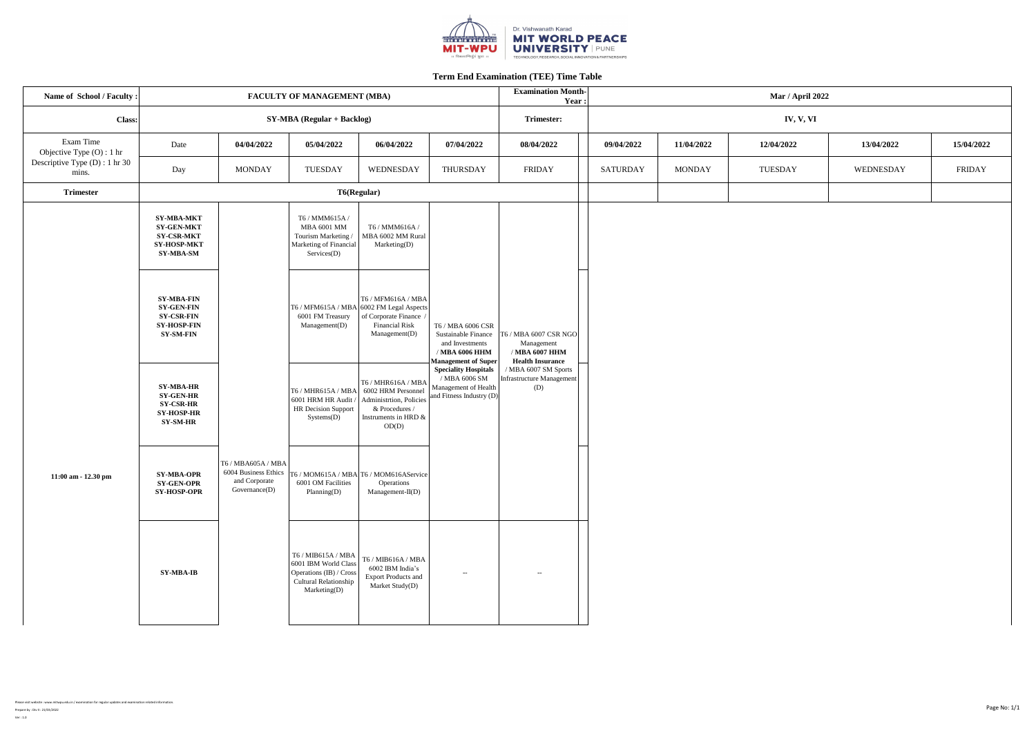# Term End Examination (TEE) Time Table

| Name of School / Faculty : | FACULTY OF MANAGEMENT (MBA) | | | | | Examination Month-Year : | | Mar / April 2022 | | | | |
|---|---|---|---|---|---|---|---|---|---|---|---|---|
| **Class:** | SY-MBA (Regular + Backlog) | | | | | Trimester: | | IV, V, VI | | | | |
| Exam Time Objective Type (O) : 1 hr Descriptive Type (D) : 1 hr 30 mins. | Date | 04/04/2022 | 05/04/2022 | 06/04/2022 | 07/04/2022 | 08/04/2022 | | 09/04/2022 | 11/04/2022 | 12/04/2022 | 13/04/2022 | 15/04/2022 |
| | Day | MONDAY | TUESDAY | WEDNESDAY | THURSDAY | FRIDAY | | SATURDAY | MONDAY | TUESDAY | WEDNESDAY | FRIDAY |
| **Trimester** | T6(Regular) | | | | | | | | | | | |
| 11:00 am - 12.30 pm | **SY-MBA-MKT SY-GEN-MKT SY-CSR-MKT SY-HOSP-MKT SY-MBA-SM** | T6 / MBA605A / MBA 6004 Business Ethics and Corporate Governance(D) | T6 / MMM615A / MBA 6001 MM Tourism Marketing / Marketing of Financial Services(D) | T6 / MMM616A / MBA 6002 MM Rural Marketing(D) | T6 / MBA 6006 CSR Sustainable Finance and Investments / **MBA 6006 HHM Management of Super Speciality Hospitals** / MBA 6006 SM Management of Health and Fitness Industry (D) | T6 / MBA 6007 CSR NGO Management / **MBA 6007 HHM Health Insurance** / MBA 6007 SM Sports Infrastructure Management (D) | | | | | | |
| | **SY-MBA-FIN SY-GEN-FIN SY-CSR-FIN SY-HOSP-FIN SY-SM-FIN** | | T6 / MFM615A / MBA 6001 FM Treasury Management(D) | T6 / MFM616A / MBA 6002 FM Legal Aspects of Corporate Finance / Financial Risk Management(D) | | | | | | | | |
| | **SY-MBA-HR SY-GEN-HR SY-CSR-HR SY-HOSP-HR SY-SM-HR** | | T6 / MHR615A / MBA 6001 HRM HR Audit / HR Decision Support Systems(D) | T6 / MHR616A / MBA 6002 HRM Personnel Administrtion, Policies & Procedures / Instruments in HRD & OD(D) | | | | | | | | |
| | **SY-MBA-OPR SY-GEN-OPR SY-HOSP-OPR** | | T6 / MOM615A / MBA 6001 OM Facilities Planning(D) | T6 / MOM616AService Operations Management-II(D) | | | | | | | | |
| | **SY-MBA-IB** | | T6 / MIB615A / MBA 6001 IBM World Class Operations (IB) / Cross Cultural Relationship Marketing(D) | T6 / MIB616A / MBA 6002 IBM India's Export Products and Market Study(D) | -- | -- | | | | | | |

Please visit website : www.mitwpu.edu.in / examination for regular updates and examination related information

Prepare by : Div II : 21/03/2022

Ver : 1.0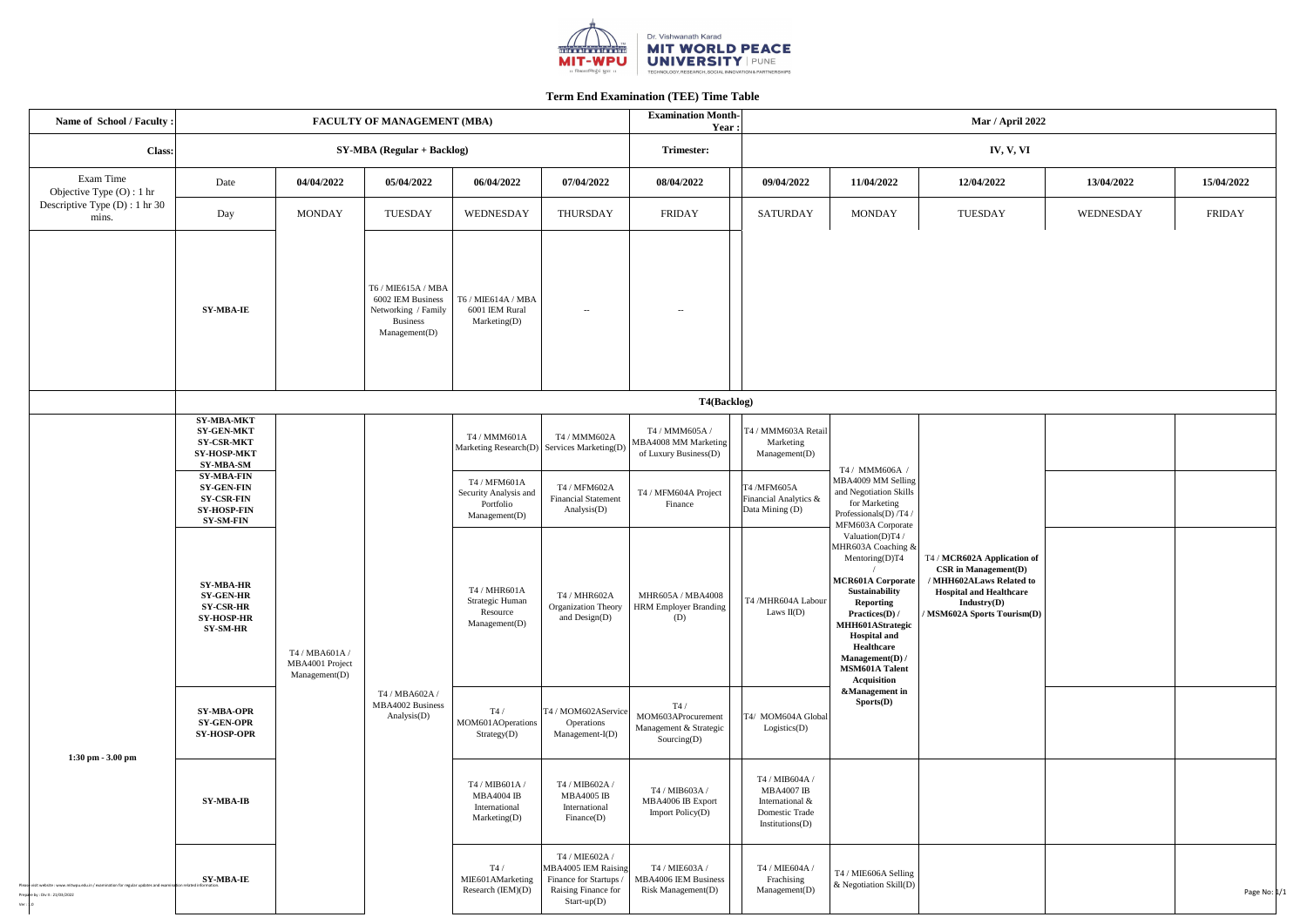**Dr. Vishwanath Karad MIT WORLD PEACE UNIVERSITY | PUNE**

TECHNOLOGY, RESEARCH, SOCIAL INNOVATION & PARTNERSHIPS

## Term End Examination (TEE) Time Table

| Name of School / Faculty : | FACULTY OF MANAGEMENT (MBA) | | | | | Examination Month-Year : | Mar / April 2022 | | | | |
|---|---|---|---|---|---|---|---|---|---|---|---|
| **Class:** | SY-MBA (Regular + Backlog) | | | | | **Trimester:** | IV, V, VI | | | | |
| Exam Time Objective Type (O) : 1 hr Descriptive Type (D) : 1 hr 30 mins. | Date | 04/04/2022 | 05/04/2022 | 06/04/2022 | 07/04/2022 | 08/04/2022 | 09/04/2022 | 11/04/2022 | 12/04/2022 | 13/04/2022 | 15/04/2022 |
| | Day | MONDAY | TUESDAY | WEDNESDAY | THURSDAY | FRIDAY | SATURDAY | MONDAY | TUESDAY | WEDNESDAY | FRIDAY |
| | **SY-MBA-IE** | | T6 / MIE615A / MBA 6002 IEM Business Networking / Family Business Management(D) | T6 / MIE614A / MBA 6001 IEM Rural Marketing(D) | -- | -- | | | | | |
| | **T4(Backlog)** | | | | | | | | | | |
| 1:30 pm - 3.00 pm | **SY-MBA-MKT SY-GEN-MKT SY-CSR-MKT SY-HOSP-MKT SY-MBA-SM** | T4 / MBA601A / MBA4001 Project Management(D) | T4 / MBA602A / MBA4002 Business Analysis(D) | T4 / MMM601A Marketing Research(D) | T4 / MMM602A Services Marketing(D) | T4 / MMM605A / MBA4008 MM Marketing of Luxury Business(D) | T4 / MMM603A Retail Marketing Management(D) | T4 / MMM606A / MBA4009 MM Selling and Negotiation Skills for Marketing Professionals(D) /T4 / MFM603A Corporate Valuation(D)T4 / MHR603A Coaching & Mentoring(D)T4 / **MCR601A Corporate Sustainability Reporting Practices(D) / MHH601AStrategic Hospital and Healthcare Management(D) / MSM601A Talent Acquisition &Management in Sports(D)** | T4 / **MCR602A Application of CSR in Management(D) / MHH602ALaws Related to Hospital and Healthcare Industry(D) / MSM602A Sports Tourism(D)** | | |
| | **SY-MBA-FIN SY-GEN-FIN SY-CSR-FIN SY-HOSP-FIN SY-SM-FIN** | | | T4 / MFM601A Security Analysis and Portfolio Management(D) | T4 / MFM602A Financial Statement Analysis(D) | T4 / MFM604A Project Finance | T4 /MFM605A Financial Analytics & Data Mining (D) | | | | |
| | **SY-MBA-HR SY-GEN-HR SY-CSR-HR SY-HOSP-HR SY-SM-HR** | | | T4 / MHR601A Strategic Human Resource Management(D) | T4 / MHR602A Organization Theory and Design(D) | MHR605A / MBA4008 HRM Employer Branding (D) | T4 /MHR604A Labour Laws II(D) | | | | |
| | **SY-MBA-OPR SY-GEN-OPR SY-HOSP-OPR** | | | T4 / MOM601AOperations Strategy(D) | T4 / MOM602AService Operations Management-I(D) | T4 / MOM603AProcurement Management & Strategic Sourcing(D) | T4/ MOM604A Global Logistics(D) | | | | |
| | **SY-MBA-IB** | | | T4 / MIB601A / MBA4004 IB International Marketing(D) | T4 / MIB602A / MBA4005 IB International Finance(D) | T4 / MIB603A / MBA4006 IB Export Import Policy(D) | T4 / MIB604A / MBA4007 IB International & Domestic Trade Institutions(D) | | | | |
| | **SY-MBA-IE** | | | T4 / MIE601AMarketing Research (IEM)(D) | T4 / MIE602A / MBA4005 IEM Raising Finance for Startups / Raising Finance for Start-up(D) | T4 / MIE603A / MBA4006 IEM Business Risk Management(D) | T4 / MIE604A / Frachising Management(D) | T4 / MIE606A Selling & Negotiation Skill(D) | | | |

Please visit website : www.mitwpu.edu.in / examination for regular updates and examination related information.

Prepare by : Div II : 21/03/2022

Ver : 1.0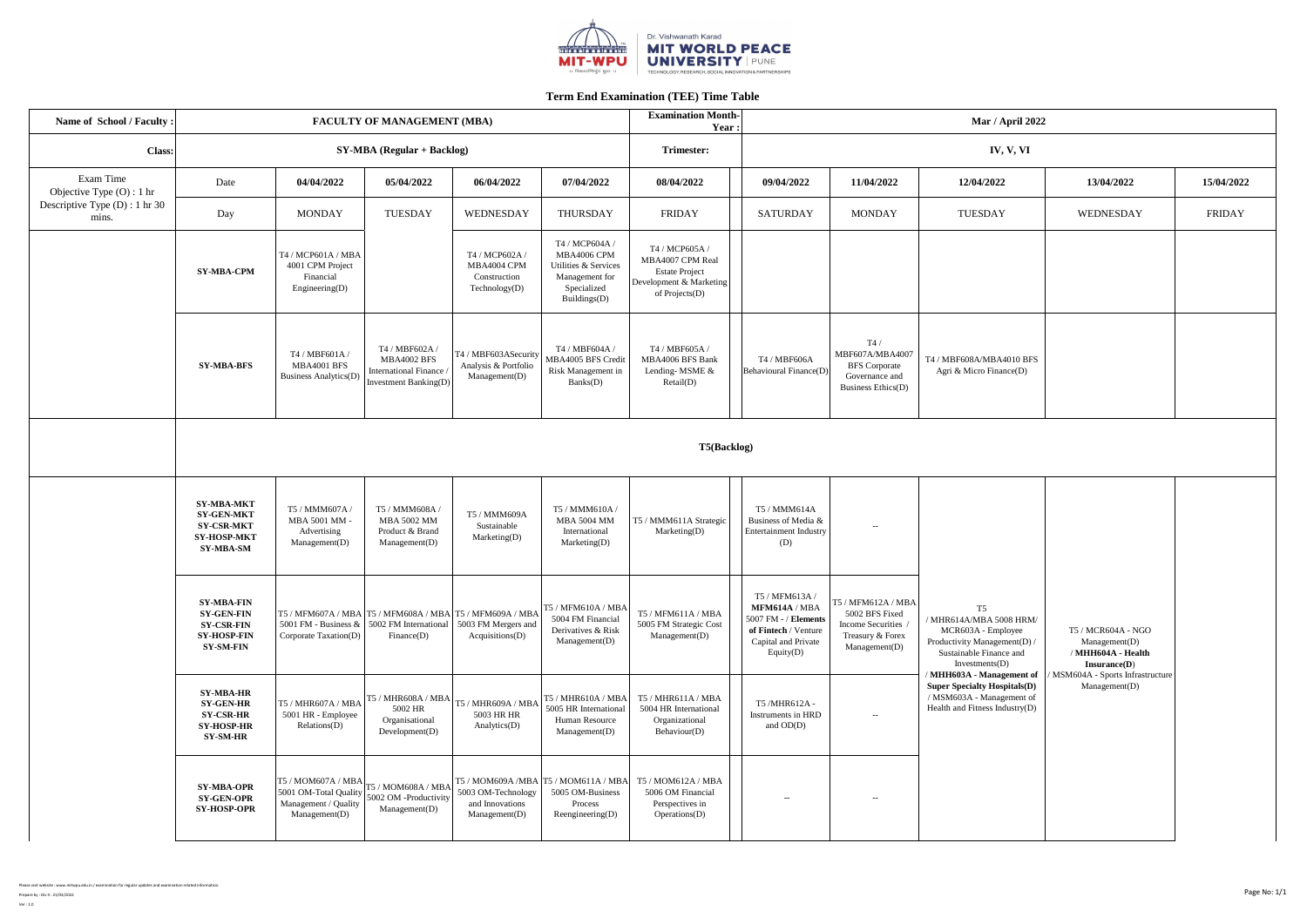Dr. Vishwanath Karad
**MIT WORLD PEACE UNIVERSITY** | PUNE
TECHNOLOGY, RESEARCH, SOCIAL INNOVATION & PARTNERSHIPS

# Term End Examination (TEE) Time Table

| Name of School / Faculty : | FACULTY OF MANAGEMENT (MBA) | | | | Examination Month-Year : | Mar / April 2022 | | | | |
|---|---|---|---|---|---|---|---|---|---|---|
| **Class:** | SY-MBA (Regular + Backlog) | | | | Trimester: | IV, V, VI | | | | |
| Exam Time Objective Type (O) : 1 hr Descriptive Type (D) : 1 hr 30 mins. | Date | **04/04/2022** | **05/04/2022** | **06/04/2022** | **07/04/2022** | **08/04/2022** | **09/04/2022** | **11/04/2022** | **12/04/2022** | **13/04/2022** | **15/04/2022** |
| | Day | MONDAY | TUESDAY | WEDNESDAY | THURSDAY | FRIDAY | SATURDAY | MONDAY | TUESDAY | WEDNESDAY | FRIDAY |
| | **SY-MBA-CPM** | T4 / MCP601A / MBA 4001 CPM Project Financial Engineering(D) | | T4 / MCP602A / MBA4004 CPM Construction Technology(D) | T4 / MCP604A / MBA4006 CPM Utilities & Services Management for Specialized Buildings(D) | T4 / MCP605A / MBA4007 CPM Real Estate Project Development & Marketing of Projects(D) | | | | | |
| | **SY-MBA-BFS** | T4 / MBF601A / MBA4001 BFS Business Analytics(D) | T4 / MBF602A / MBA4002 BFS International Finance / Investment Banking(D) | T4 / MBF603ASecurity Analysis & Portfolio Management(D) | T4 / MBF604A / MBA4005 BFS Credit Risk Management in Banks(D) | T4 / MBF605A / MBA4006 BFS Bank Lending- MSME & Retail(D) | T4 / MBF606A Behavioural Finance(D) | T4 / MBF607A/MBA4007 BFS Corporate Governance and Business Ethics(D) | T4 / MBF608A/MBA4010 BFS Agri & Micro Finance(D) | | |
| | **T5(Backlog)** | | | | | | | | | | |
| | **SY-MBA-MKT SY-GEN-MKT SY-CSR-MKT SY-HOSP-MKT SY-MBA-SM** | T5 / MMM607A / MBA 5001 MM - Advertising Management(D) | T5 / MMM608A / MBA 5002 MM Product & Brand Management(D) | T5 / MMM609A Sustainable Marketing(D) | T5 / MMM610A / MBA 5004 MM International Marketing(D) | T5 / MMM611A Strategic Marketing(D) | T5 / MMM614A Business of Media & Entertainment Industry (D) | -- | T5 / MHR614A/MBA 5008 HRM/ MCR603A - Employee Productivity Management(D) / Sustainable Finance and Investments(D) / **MHH603A - Management of Super Specialty Hospitals(D)** / MSM603A - Management of Health and Fitness Industry(D) | T5 / MCR604A - NGO Management(D) / **MHH604A - Health Insurance(D)** / MSM604A - Sports Infrastructure Management(D) | |
| | **SY-MBA-FIN SY-GEN-FIN SY-CSR-FIN SY-HOSP-FIN SY-SM-FIN** | T5 / MFM607A / MBA 5001 FM - Business & Corporate Taxation(D) | T5 / MFM608A / MBA 5002 FM International Finance(D) | T5 / MFM609A / MBA 5003 FM Mergers and Acquisitions(D) | T5 / MFM610A / MBA 5004 FM Financial Derivatives & Risk Management(D) | T5 / MFM611A / MBA 5005 FM Strategic Cost Management(D) | T5 / MFM613A / **MFM614A** / MBA 5007 FM - / **Elements of Fintech** / Venture Capital and Private Equity(D) | T5 / MFM612A / MBA 5002 BFS Fixed Income Securities / Treasury & Forex Management(D) | | | |
| | **SY-MBA-HR SY-GEN-HR SY-CSR-HR SY-HOSP-HR SY-SM-HR** | T5 / MHR607A / MBA 5001 HR - Employee Relations(D) | T5 / MHR608A / MBA 5002 HR Organisational Development(D) | T5 / MHR609A / MBA 5003 HR HR Analytics(D) | T5 / MHR610A / MBA 5005 HR International Human Resource Management(D) | T5 / MHR611A / MBA 5004 HR International Organizational Behaviour(D) | T5 /MHR612A - Instruments in HRD and OD(D) | -- | | | |
| | **SY-MBA-OPR SY-GEN-OPR SY-HOSP-OPR** | T5 / MOM607A / MBA 5001 OM-Total Quality Management / Quality Management(D) | T5 / MOM608A / MBA 5002 OM -Productivity Management(D) | T5 / MOM609A /MBA 5003 OM-Technology and Innovations Management(D) | T5 / MOM611A / MBA 5005 OM-Business Process Reengineering(D) | T5 / MOM612A / MBA 5006 OM Financial Perspectives in Operations(D) | -- | -- | | | |

Please visit website : www.mitwpu.edu.in / examination for regular updates and examination related information
Prepare by : Div II : 21/03/2022
Ver : 1.0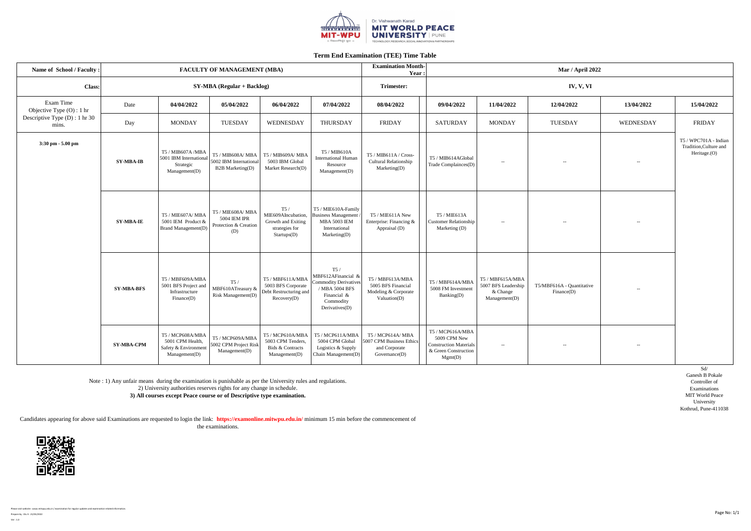**Dr. Vishwanath Karad MIT WORLD PEACE UNIVERSITY | PUNE**

**TECHNOLOGY, RESEARCH, SOCIAL INNOVATION & PARTNERSHIPS**

## Term End Examination (TEE) Time Table

| Name of School / Faculty : | FACULTY OF MANAGEMENT (MBA) | | | | | Examination Month-Year : | Mar / April 2022 | | | | |
|---|---|---|---|---|---|---|---|---|---|---|---|
| **Class:** | **SY-MBA (Regular + Backlog)** | | | | | **Trimester:** | **IV, V, VI** | | | | |
| Exam Time Objective Type (O) : 1 hr Descriptive Type (D) : 1 hr 30 mins. | Date | **04/04/2022** | **05/04/2022** | **06/04/2022** | **07/04/2022** | **08/04/2022** | **09/04/2022** | **11/04/2022** | **12/04/2022** | **13/04/2022** | **15/04/2022** |
| | Day | MONDAY | TUESDAY | WEDNESDAY | THURSDAY | FRIDAY | SATURDAY | MONDAY | TUESDAY | WEDNESDAY | FRIDAY |
| **3:30 pm - 5.00 pm** | **SY-MBA-IB** | T5 / MIB607A /MBA 5001 IBM International Strategic Management(D) | T5 / MIB608A/ MBA 5002 IBM International B2B Marketing(D) | T5 / MIB609A/ MBA 5003 IBM Global Market Research(D) | T5 / MIB610A International Human Resource Management(D) | T5 / MIB611A / Cross-Cultural Relationship Marketing(D) | T5 / MIB614AGlobal Trade Complainces(D) | -- | -- | -- | T5 / WPC701A - Indian Tradition,Culture and Heritage.(O) |
| | **SY-MBA-IE** | T5 / MIE607A/ MBA 5001 IEM Product & Brand Management(D) | T5 / MIE608A/ MBA 5004 IEM IPR Protection & Creation (D) | T5 / MIE609AIncubation, Growth and Exiting strategies for Startups(D) | T5 / MIE610A-Family Business Management / MBA 5003 IEM International Marketing(D) | T5 / MIE611A New Enterprise: Financing & Appraisal (D) | T5 / MIE613A Customer Relationship Marketing (D) | -- | -- | -- | |
| | **SY-MBA-BFS** | T5 / MBF609A/MBA 5001 BFS Project and Infrastructure Finance(D) | T5 / MBF610ATreasury & Risk Management(D) | T5 / MBF611A/MBA 5003 BFS Corporate Debt Restructuring and Recovery(D) | T5 / MBF612AFinancial & Commodity Derivatives / MBA 5004 BFS Financial & Commodity Derivatives(D) | T5 / MBF613A/MBA 5005 BFS Financial Modeling & Corporate Valuation(D) | T5 / MBF614A/MBA 5008 FM Investment Banking(D) | T5 / MBF615A/MBA 5007 BFS Leadership & Change Management(D) | T5/MBF616A - Quantitative Finance(D) | -- | |
| | **SY-MBA-CPM** | T5 / MCP608A/MBA 5001 CPM Health, Safety & Environment Management(D) | T5 / MCP609A/MBA 5002 CPM Project Risk Management(D) | T5 / MCP610A/MBA 5003 CPM Tenders, Bids & Contracts Management(D) | T5 / MCP611A/MBA 5004 CPM Global Logistics & Supply Chain Management(D) | T5 / MCP614A/ MBA 5007 CPM Business Ethics and Corporate Governance(D) | T5 / MCP616A/MBA 5009 CPM New Construction Materials & Green Construction Mgmt(D) | -- | -- | -- | |

Note : 1) Any unfair means during the examination is punishable as per the University rules and regulations.
2) University authorities reserves rights for any change in schedule.
**3) All courses except Peace course or of Descriptive type examination.**

Candidates appearing for above said Examinations are requested to login the link: **https://examonline.mitwpu.edu.in/** minimum 15 min before the commencement of the examinations.

Sd/
Ganesh B Pokale
Controller of Examinations
MIT World Peace University
Kothrud, Pune-411038

Please visit website : www.mitwpu.edu.in / examination for regular updates and examination related information
Prepare by : Div II : 21/03/2022
Ver : 1.0